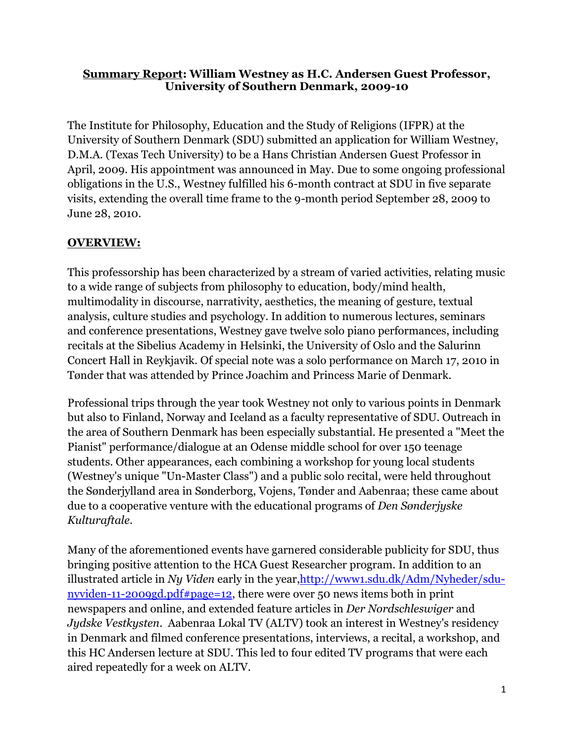**Summary Report: William Westney as H.C. Andersen Guest Professor, University of Southern Denmark, 2009-10**

The Institute for Philosophy, Education and the Study of Religions (IFPR) at the University of Southern Denmark (SDU) submitted an application for William Westney, D.M.A. (Texas Tech University) to be a Hans Christian Andersen Guest Professor in April, 2009. His appointment was announced in May. Due to some ongoing professional obligations in the U.S., Westney fulfilled his 6-month contract at SDU in five separate visits, extending the overall time frame to the 9-month period September 28, 2009 to June 28, 2010.

## OVERVIEW:

This professorship has been characterized by a stream of varied activities, relating music to a wide range of subjects from philosophy to education, body/mind health, multimodality in discourse, narrativity, aesthetics, the meaning of gesture, textual analysis, culture studies and psychology. In addition to numerous lectures, seminars and conference presentations, Westney gave twelve solo piano performances, including recitals at the Sibelius Academy in Helsinki, the University of Oslo and the Salurinn Concert Hall in Reykjavik. Of special note was a solo performance on March 17, 2010 in Tønder that was attended by Prince Joachim and Princess Marie of Denmark.

Professional trips through the year took Westney not only to various points in Denmark but also to Finland, Norway and Iceland as a faculty representative of SDU. Outreach in the area of Southern Denmark has been especially substantial. He presented a "Meet the Pianist" performance/dialogue at an Odense middle school for over 150 teenage students. Other appearances, each combining a workshop for young local students (Westney's unique "Un-Master Class") and a public solo recital, were held throughout the Sønderjylland area in Sønderborg, Vojens, Tønder and Aabenraa; these came about due to a cooperative venture with the educational programs of *Den Sønderjyske Kulturaftale*.

Many of the aforementioned events have garnered considerable publicity for SDU, thus bringing positive attention to the HCA Guest Researcher program. In addition to an illustrated article in *Ny Viden* early in the year,http://www1.sdu.dk/Adm/Nyheder/sdu-nyviden-11-2009gd.pdf#page=12, there were over 50 news items both in print newspapers and online, and extended feature articles in *Der Nordschleswiger* and *Jydske Vestkysten*. Aabenraa Lokal TV (ALTV) took an interest in Westney's residency in Denmark and filmed conference presentations, interviews, a recital, a workshop, and this HC Andersen lecture at SDU. This led to four edited TV programs that were each aired repeatedly for a week on ALTV.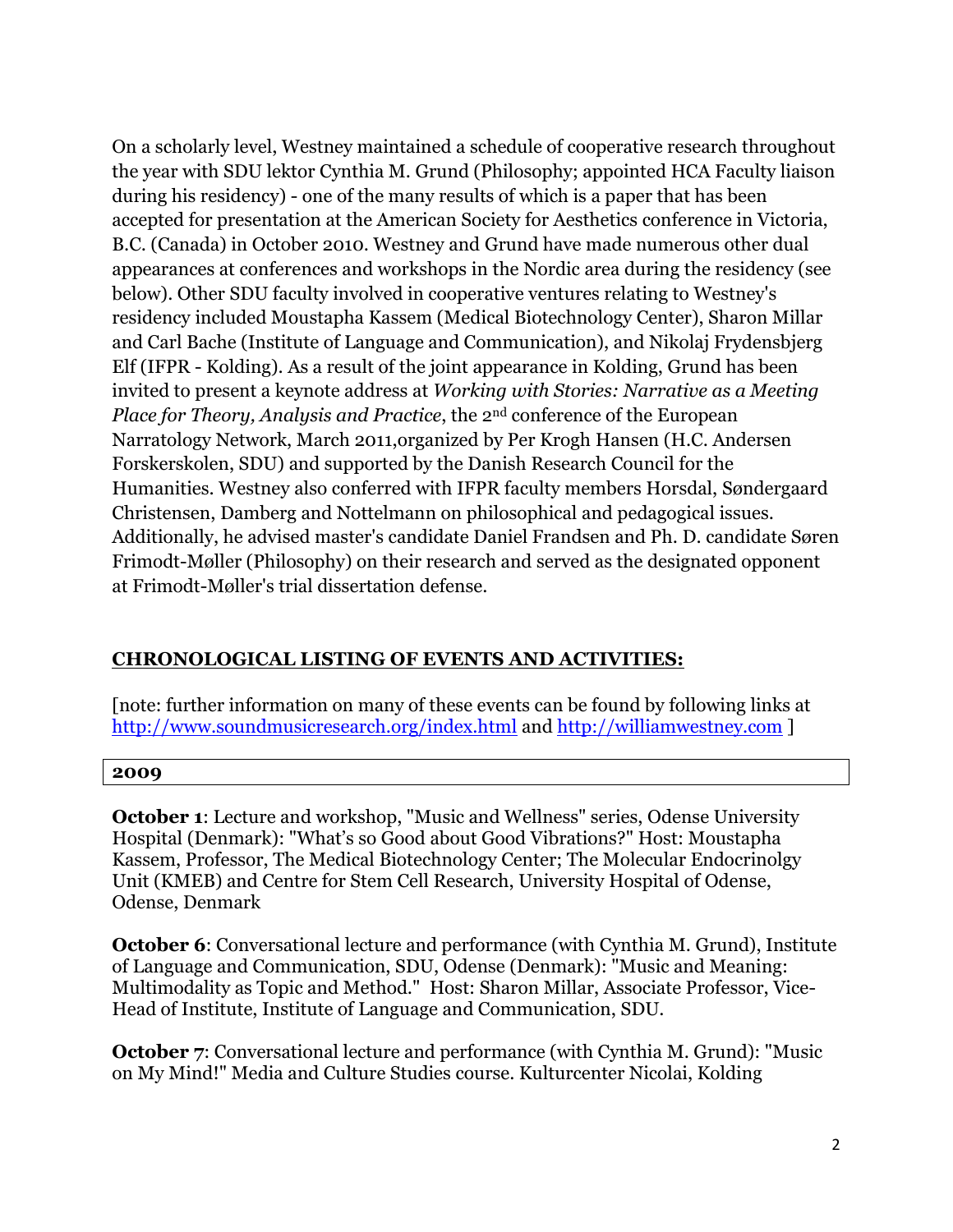On a scholarly level, Westney maintained a schedule of cooperative research throughout the year with SDU lektor Cynthia M. Grund (Philosophy; appointed HCA Faculty liaison during his residency) - one of the many results of which is a paper that has been accepted for presentation at the American Society for Aesthetics conference in Victoria, B.C. (Canada) in October 2010. Westney and Grund have made numerous other dual appearances at conferences and workshops in the Nordic area during the residency (see below). Other SDU faculty involved in cooperative ventures relating to Westney's residency included Moustapha Kassem (Medical Biotechnology Center), Sharon Millar and Carl Bache (Institute of Language and Communication), and Nikolaj Frydensbjerg Elf (IFPR - Kolding). As a result of the joint appearance in Kolding, Grund has been invited to present a keynote address at *Working with Stories: Narrative as a Meeting Place for Theory, Analysis and Practice*, the 2nd conference of the European Narratology Network, March 2011,organized by Per Krogh Hansen (H.C. Andersen Forskerskolen, SDU) and supported by the Danish Research Council for the Humanities. Westney also conferred with IFPR faculty members Horsdal, Søndergaard Christensen, Damberg and Nottelmann on philosophical and pedagogical issues. Additionally, he advised master's candidate Daniel Frandsen and Ph. D. candidate Søren Frimodt-Møller (Philosophy) on their research and served as the designated opponent at Frimodt-Møller's trial dissertation defense.

## CHRONOLOGICAL LISTING OF EVENTS AND ACTIVITIES:

[note: further information on many of these events can be found by following links at http://www.soundmusicresearch.org/index.html and http://williamwestney.com ]

### 2009

**October 1**: Lecture and workshop, "Music and Wellness" series, Odense University Hospital (Denmark): "What's so Good about Good Vibrations?" Host: Moustapha Kassem, Professor, The Medical Biotechnology Center; The Molecular Endocrinolgy Unit (KMEB) and Centre for Stem Cell Research, University Hospital of Odense, Odense, Denmark

**October 6**: Conversational lecture and performance (with Cynthia M. Grund), Institute of Language and Communication, SDU, Odense (Denmark): "Music and Meaning: Multimodality as Topic and Method." Host: Sharon Millar, Associate Professor, Vice-Head of Institute, Institute of Language and Communication, SDU.

**October 7**: Conversational lecture and performance (with Cynthia M. Grund): "Music on My Mind!" Media and Culture Studies course. Kulturcenter Nicolai, Kolding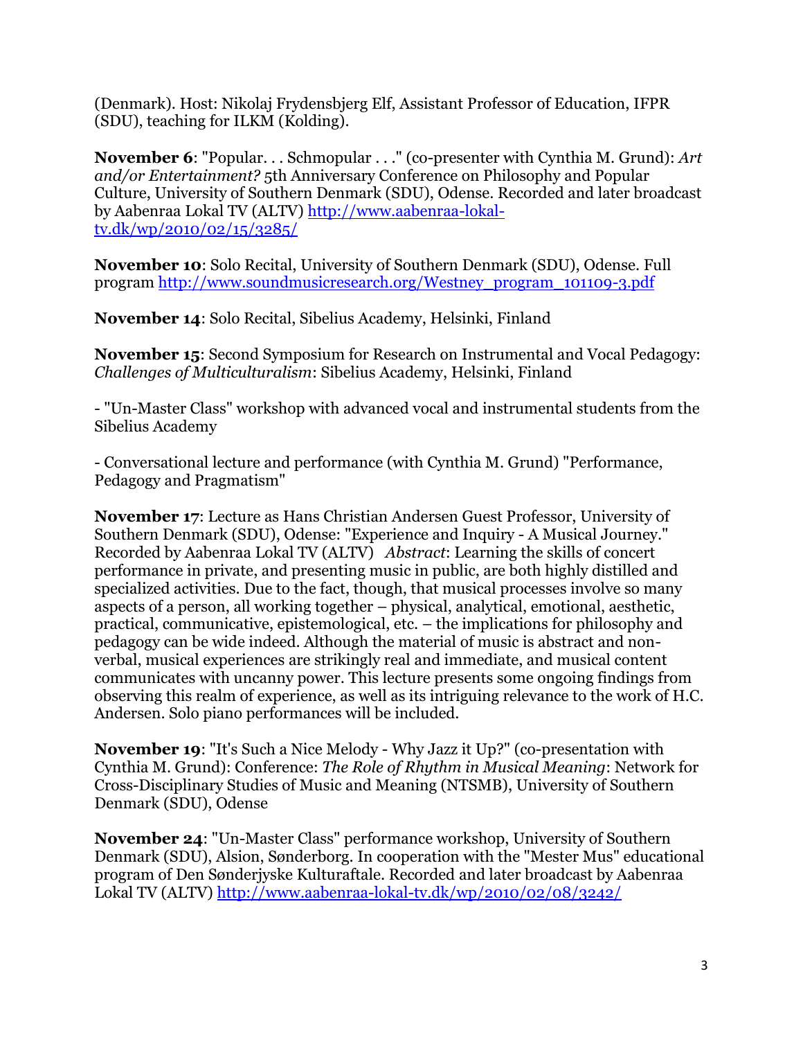(Denmark). Host: Nikolaj Frydensbjerg Elf, Assistant Professor of Education, IFPR (SDU), teaching for ILKM (Kolding).

**November 6**: "Popular. . . Schmopular . . ." (co-presenter with Cynthia M. Grund): *Art and/or Entertainment?* 5th Anniversary Conference on Philosophy and Popular Culture, University of Southern Denmark (SDU), Odense. Recorded and later broadcast by Aabenraa Lokal TV (ALTV) http://www.aabenraa-lokal-tv.dk/wp/2010/02/15/3285/

**November 10**: Solo Recital, University of Southern Denmark (SDU), Odense. Full program http://www.soundmusicresearch.org/Westney_program_101109-3.pdf

**November 14**: Solo Recital, Sibelius Academy, Helsinki, Finland

**November 15**: Second Symposium for Research on Instrumental and Vocal Pedagogy: *Challenges of Multiculturalism*: Sibelius Academy, Helsinki, Finland

- "Un-Master Class" workshop with advanced vocal and instrumental students from the Sibelius Academy

- Conversational lecture and performance (with Cynthia M. Grund) "Performance, Pedagogy and Pragmatism"

**November 17**: Lecture as Hans Christian Andersen Guest Professor, University of Southern Denmark (SDU), Odense: "Experience and Inquiry - A Musical Journey." Recorded by Aabenraa Lokal TV (ALTV) *Abstract*: Learning the skills of concert performance in private, and presenting music in public, are both highly distilled and specialized activities. Due to the fact, though, that musical processes involve so many aspects of a person, all working together – physical, analytical, emotional, aesthetic, practical, communicative, epistemological, etc. – the implications for philosophy and pedagogy can be wide indeed. Although the material of music is abstract and non-verbal, musical experiences are strikingly real and immediate, and musical content communicates with uncanny power. This lecture presents some ongoing findings from observing this realm of experience, as well as its intriguing relevance to the work of H.C. Andersen. Solo piano performances will be included.

**November 19**: "It's Such a Nice Melody - Why Jazz it Up?" (co-presentation with Cynthia M. Grund): Conference: *The Role of Rhythm in Musical Meaning*: Network for Cross-Disciplinary Studies of Music and Meaning (NTSMB), University of Southern Denmark (SDU), Odense

**November 24**: "Un-Master Class" performance workshop, University of Southern Denmark (SDU), Alsion, Sønderborg. In cooperation with the "Mester Mus" educational program of Den Sønderjyske Kulturaftale. Recorded and later broadcast by Aabenraa Lokal TV (ALTV) http://www.aabenraa-lokal-tv.dk/wp/2010/02/08/3242/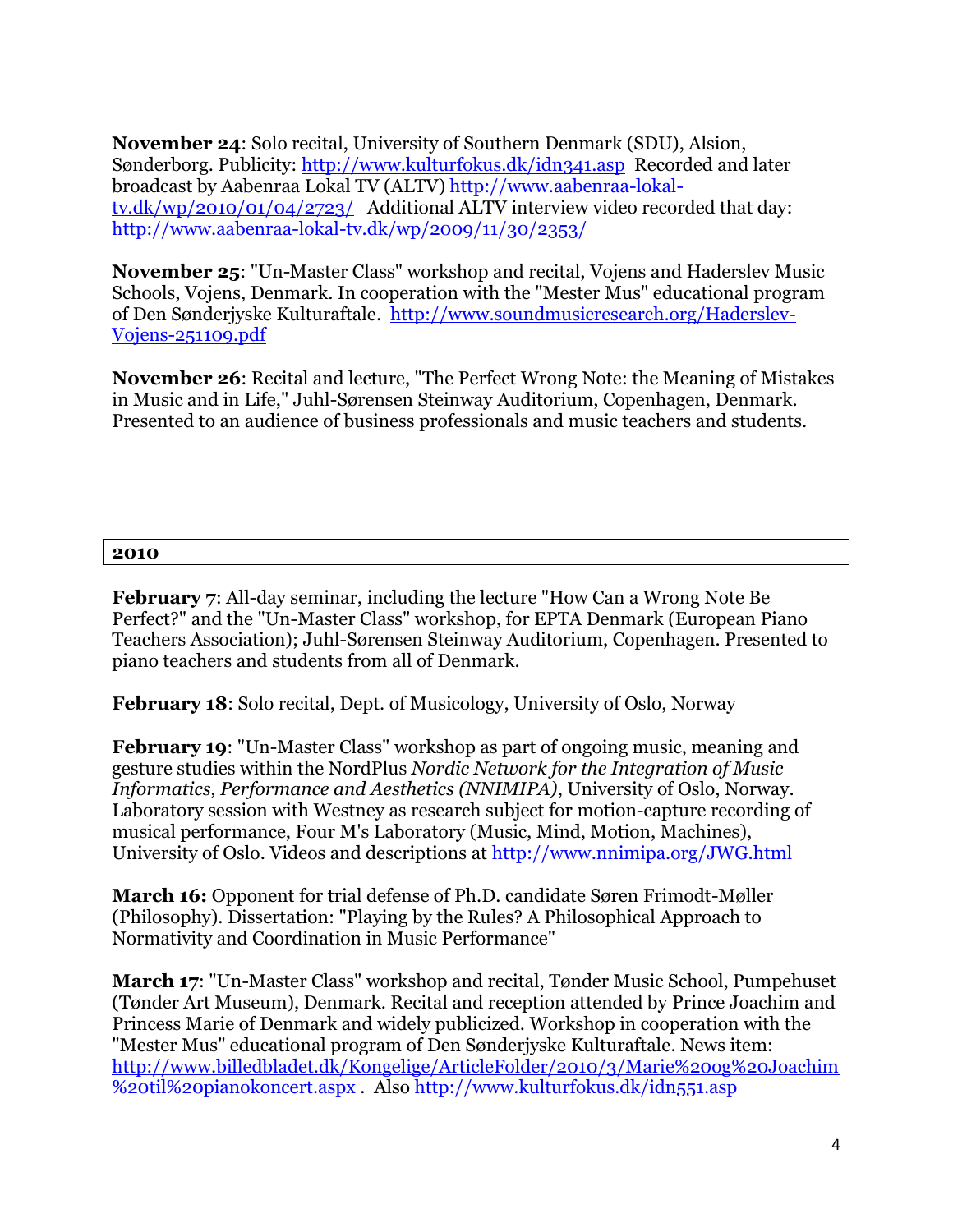**November 24**: Solo recital, University of Southern Denmark (SDU), Alsion, Sønderborg. Publicity: http://www.kulturfokus.dk/idn341.asp Recorded and later broadcast by Aabenraa Lokal TV (ALTV) http://www.aabenraa-lokal-tv.dk/wp/2010/01/04/2723/ Additional ALTV interview video recorded that day: http://www.aabenraa-lokal-tv.dk/wp/2009/11/30/2353/

**November 25**: "Un-Master Class" workshop and recital, Vojens and Haderslev Music Schools, Vojens, Denmark. In cooperation with the "Mester Mus" educational program of Den Sønderjyske Kulturaftale. http://www.soundmusicresearch.org/Haderslev-Vojens-251109.pdf

**November 26**: Recital and lecture, "The Perfect Wrong Note: the Meaning of Mistakes in Music and in Life," Juhl-Sørensen Steinway Auditorium, Copenhagen, Denmark. Presented to an audience of business professionals and music teachers and students.

## 2010

**February 7**: All-day seminar, including the lecture "How Can a Wrong Note Be Perfect?" and the "Un-Master Class" workshop, for EPTA Denmark (European Piano Teachers Association); Juhl-Sørensen Steinway Auditorium, Copenhagen. Presented to piano teachers and students from all of Denmark.

**February 18**: Solo recital, Dept. of Musicology, University of Oslo, Norway

**February 19**: "Un-Master Class" workshop as part of ongoing music, meaning and gesture studies within the NordPlus *Nordic Network for the Integration of Music Informatics, Performance and Aesthetics (NNIMIPA)*, University of Oslo, Norway. Laboratory session with Westney as research subject for motion-capture recording of musical performance, Four M's Laboratory (Music, Mind, Motion, Machines), University of Oslo. Videos and descriptions at http://www.nnimipa.org/JWG.html

**March 16:** Opponent for trial defense of Ph.D. candidate Søren Frimodt-Møller (Philosophy). Dissertation: "Playing by the Rules? A Philosophical Approach to Normativity and Coordination in Music Performance"

**March 17**: "Un-Master Class" workshop and recital, Tønder Music School, Pumpehuset (Tønder Art Museum), Denmark. Recital and reception attended by Prince Joachim and Princess Marie of Denmark and widely publicized. Workshop in cooperation with the "Mester Mus" educational program of Den Sønderjyske Kulturaftale. News item: http://www.billedbladet.dk/Kongelige/ArticleFolder/2010/3/Marie%20og%20Joachim%20til%20pianokoncert.aspx . Also http://www.kulturfokus.dk/idn551.asp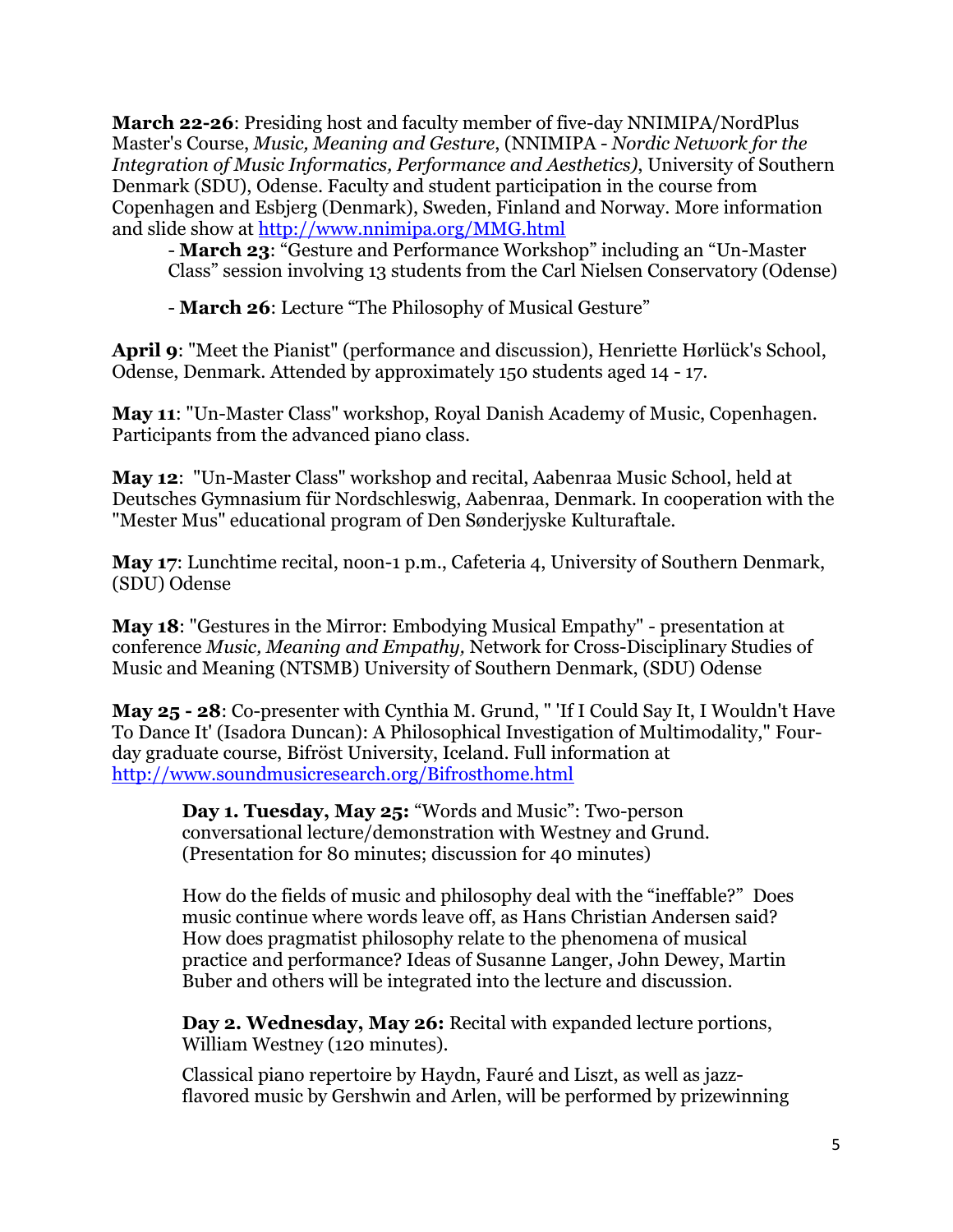**March 22-26**: Presiding host and faculty member of five-day NNIMIPA/NordPlus Master's Course, *Music, Meaning and Gesture*, (NNIMIPA - *Nordic Network for the Integration of Music Informatics, Performance and Aesthetics)*, University of Southern Denmark (SDU), Odense. Faculty and student participation in the course from Copenhagen and Esbjerg (Denmark), Sweden, Finland and Norway. More information and slide show at http://www.nnimipa.org/MMG.html

- **March 23**: "Gesture and Performance Workshop" including an "Un-Master Class" session involving 13 students from the Carl Nielsen Conservatory (Odense)
- **March 26**: Lecture "The Philosophy of Musical Gesture"

**April 9**: "Meet the Pianist" (performance and discussion), Henriette Hørlück's School, Odense, Denmark. Attended by approximately 150 students aged 14 - 17.

**May 11**: "Un-Master Class" workshop, Royal Danish Academy of Music, Copenhagen. Participants from the advanced piano class.

**May 12**: "Un-Master Class" workshop and recital, Aabenraa Music School, held at Deutsches Gymnasium für Nordschleswig, Aabenraa, Denmark. In cooperation with the "Mester Mus" educational program of Den Sønderjyske Kulturaftale.

**May 17**: Lunchtime recital, noon-1 p.m., Cafeteria 4, University of Southern Denmark, (SDU) Odense

**May 18**: "Gestures in the Mirror: Embodying Musical Empathy" - presentation at conference *Music, Meaning and Empathy,* Network for Cross-Disciplinary Studies of Music and Meaning (NTSMB) University of Southern Denmark, (SDU) Odense

**May 25 - 28**: Co-presenter with Cynthia M. Grund, " 'If I Could Say It, I Wouldn't Have To Dance It' (Isadora Duncan): A Philosophical Investigation of Multimodality," Four-day graduate course, Bifröst University, Iceland. Full information at http://www.soundmusicresearch.org/Bifrosthome.html

> **Day 1. Tuesday, May 25:** "Words and Music": Two-person conversational lecture/demonstration with Westney and Grund. (Presentation for 80 minutes; discussion for 40 minutes)
>
> How do the fields of music and philosophy deal with the "ineffable?" Does music continue where words leave off, as Hans Christian Andersen said? How does pragmatist philosophy relate to the phenomena of musical practice and performance? Ideas of Susanne Langer, John Dewey, Martin Buber and others will be integrated into the lecture and discussion.
>
> **Day 2. Wednesday, May 26:** Recital with expanded lecture portions, William Westney (120 minutes).
>
> Classical piano repertoire by Haydn, Fauré and Liszt, as well as jazz-flavored music by Gershwin and Arlen, will be performed by prizewinning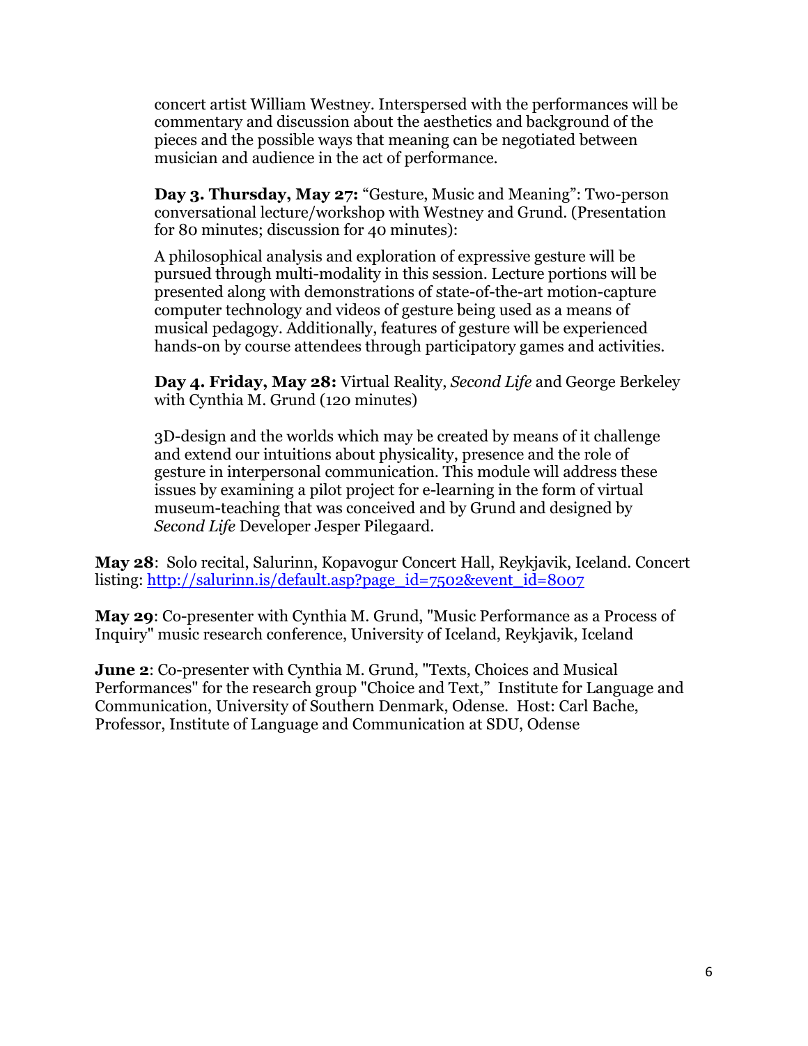concert artist William Westney. Interspersed with the performances will be commentary and discussion about the aesthetics and background of the pieces and the possible ways that meaning can be negotiated between musician and audience in the act of performance.

**Day 3. Thursday, May 27:** "Gesture, Music and Meaning": Two-person conversational lecture/workshop with Westney and Grund. (Presentation for 80 minutes; discussion for 40 minutes):

A philosophical analysis and exploration of expressive gesture will be pursued through multi-modality in this session. Lecture portions will be presented along with demonstrations of state-of-the-art motion-capture computer technology and videos of gesture being used as a means of musical pedagogy. Additionally, features of gesture will be experienced hands-on by course attendees through participatory games and activities.

**Day 4. Friday, May 28:** Virtual Reality, *Second Life* and George Berkeley with Cynthia M. Grund (120 minutes)

3D-design and the worlds which may be created by means of it challenge and extend our intuitions about physicality, presence and the role of gesture in interpersonal communication. This module will address these issues by examining a pilot project for e-learning in the form of virtual museum-teaching that was conceived and by Grund and designed by *Second Life* Developer Jesper Pilegaard.

**May 28**: Solo recital, Salurinn, Kopavogur Concert Hall, Reykjavik, Iceland. Concert listing: http://salurinn.is/default.asp?page_id=7502&event_id=8007

**May 29**: Co-presenter with Cynthia M. Grund, "Music Performance as a Process of Inquiry" music research conference, University of Iceland, Reykjavik, Iceland

**June 2**: Co-presenter with Cynthia M. Grund, "Texts, Choices and Musical Performances" for the research group "Choice and Text," Institute for Language and Communication, University of Southern Denmark, Odense. Host: Carl Bache, Professor, Institute of Language and Communication at SDU, Odense